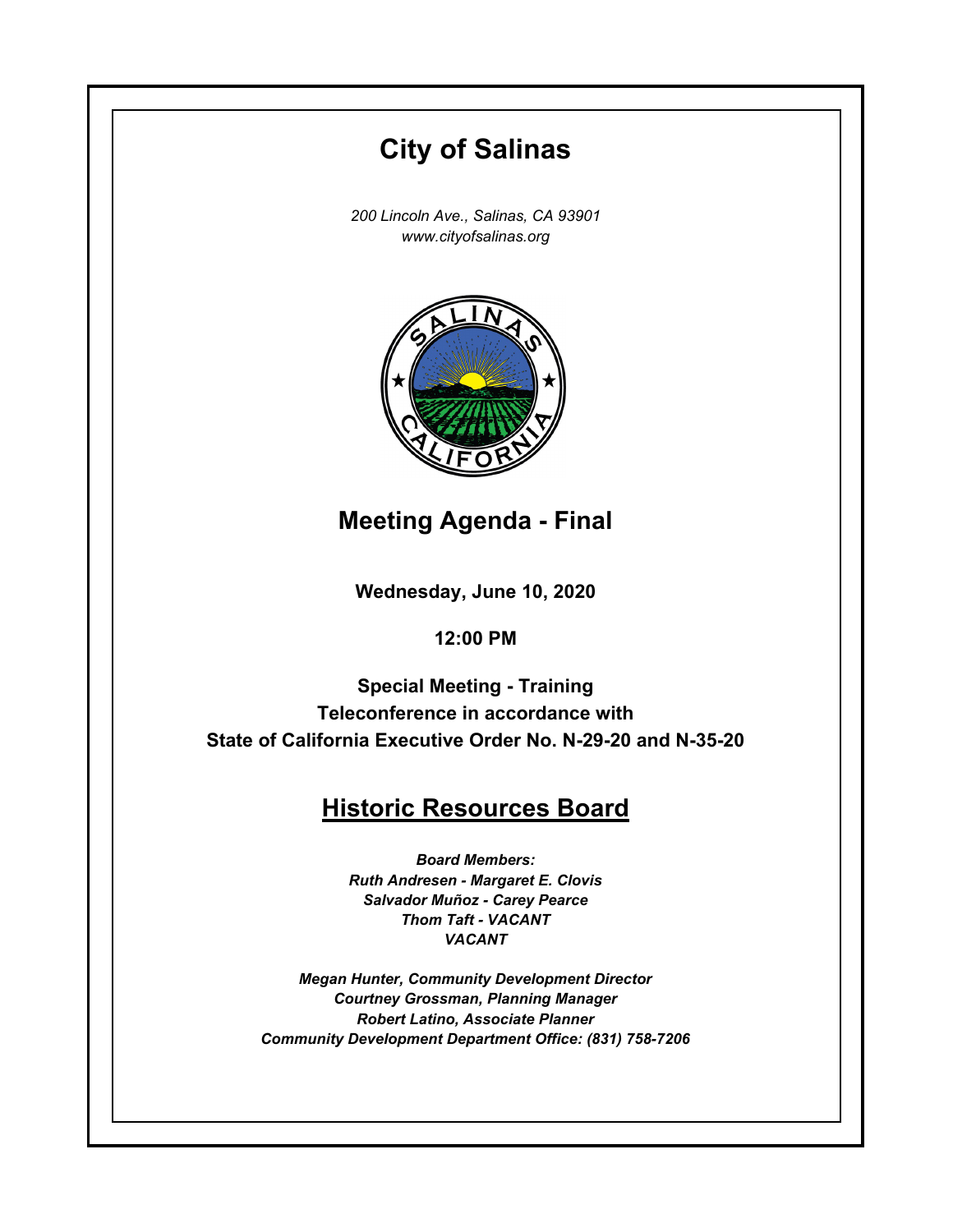# City of Salinas

*200 Lincoln Ave., Salinas, CA 93901*
*www.cityofsalinas.org*

## Meeting Agenda - Final

**Wednesday, June 10, 2020**

**12:00 PM**

**Special Meeting - Training**
**Teleconference in accordance with**
**State of California Executive Order No. N-29-20 and N-35-20**

## Historic Resources Board

***Board Members:***
***Ruth Andresen - Margaret E. Clovis***
***Salvador Muñoz - Carey Pearce***
***Thom Taft - VACANT***
***VACANT***

***Megan Hunter, Community Development Director***
***Courtney Grossman, Planning Manager***
***Robert Latino, Associate Planner***
***Community Development Department Office: (831) 758-7206***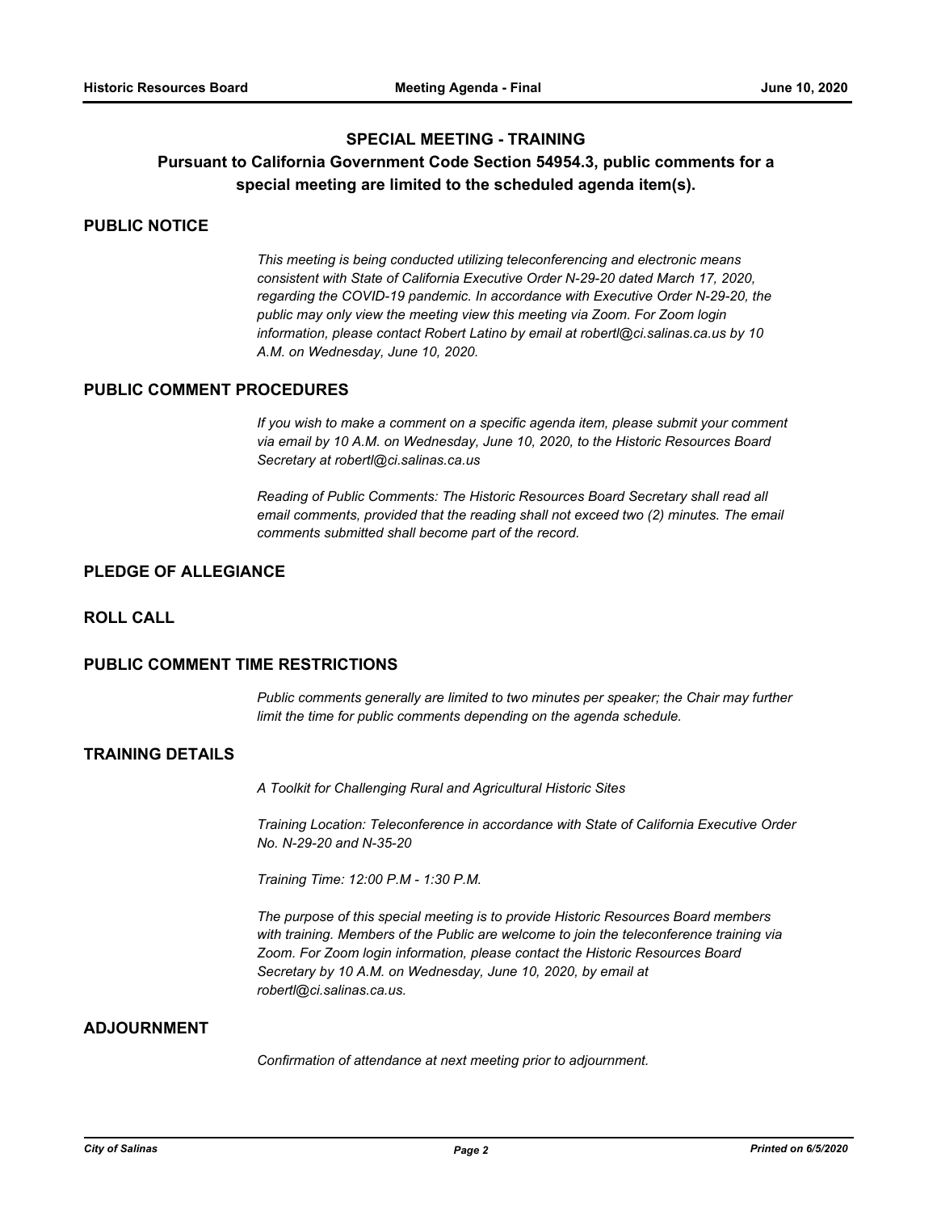## SPECIAL MEETING - TRAINING

**Pursuant to California Government Code Section 54954.3, public comments for a special meeting are limited to the scheduled agenda item(s).**

## PUBLIC NOTICE

*This meeting is being conducted utilizing teleconferencing and electronic means consistent with State of California Executive Order N-29-20 dated March 17, 2020, regarding the COVID-19 pandemic. In accordance with Executive Order N-29-20, the public may only view the meeting view this meeting via Zoom. For Zoom login information, please contact Robert Latino by email at robertl@ci.salinas.ca.us by 10 A.M. on Wednesday, June 10, 2020.*

## PUBLIC COMMENT PROCEDURES

*If you wish to make a comment on a specific agenda item, please submit your comment via email by 10 A.M. on Wednesday, June 10, 2020, to the Historic Resources Board Secretary at robertl@ci.salinas.ca.us*

*Reading of Public Comments: The Historic Resources Board Secretary shall read all email comments, provided that the reading shall not exceed two (2) minutes. The email comments submitted shall become part of the record.*

## PLEDGE OF ALLEGIANCE

## ROLL CALL

## PUBLIC COMMENT TIME RESTRICTIONS

*Public comments generally are limited to two minutes per speaker; the Chair may further limit the time for public comments depending on the agenda schedule.*

## TRAINING DETAILS

*A Toolkit for Challenging Rural and Agricultural Historic Sites*

*Training Location: Teleconference in accordance with State of California Executive Order No. N-29-20 and N-35-20*

*Training Time: 12:00 P.M - 1:30 P.M.*

*The purpose of this special meeting is to provide Historic Resources Board members with training. Members of the Public are welcome to join the teleconference training via Zoom. For Zoom login information, please contact the Historic Resources Board Secretary by 10 A.M. on Wednesday, June 10, 2020, by email at robertl@ci.salinas.ca.us.*

## ADJOURNMENT

*Confirmation of attendance at next meeting prior to adjournment.*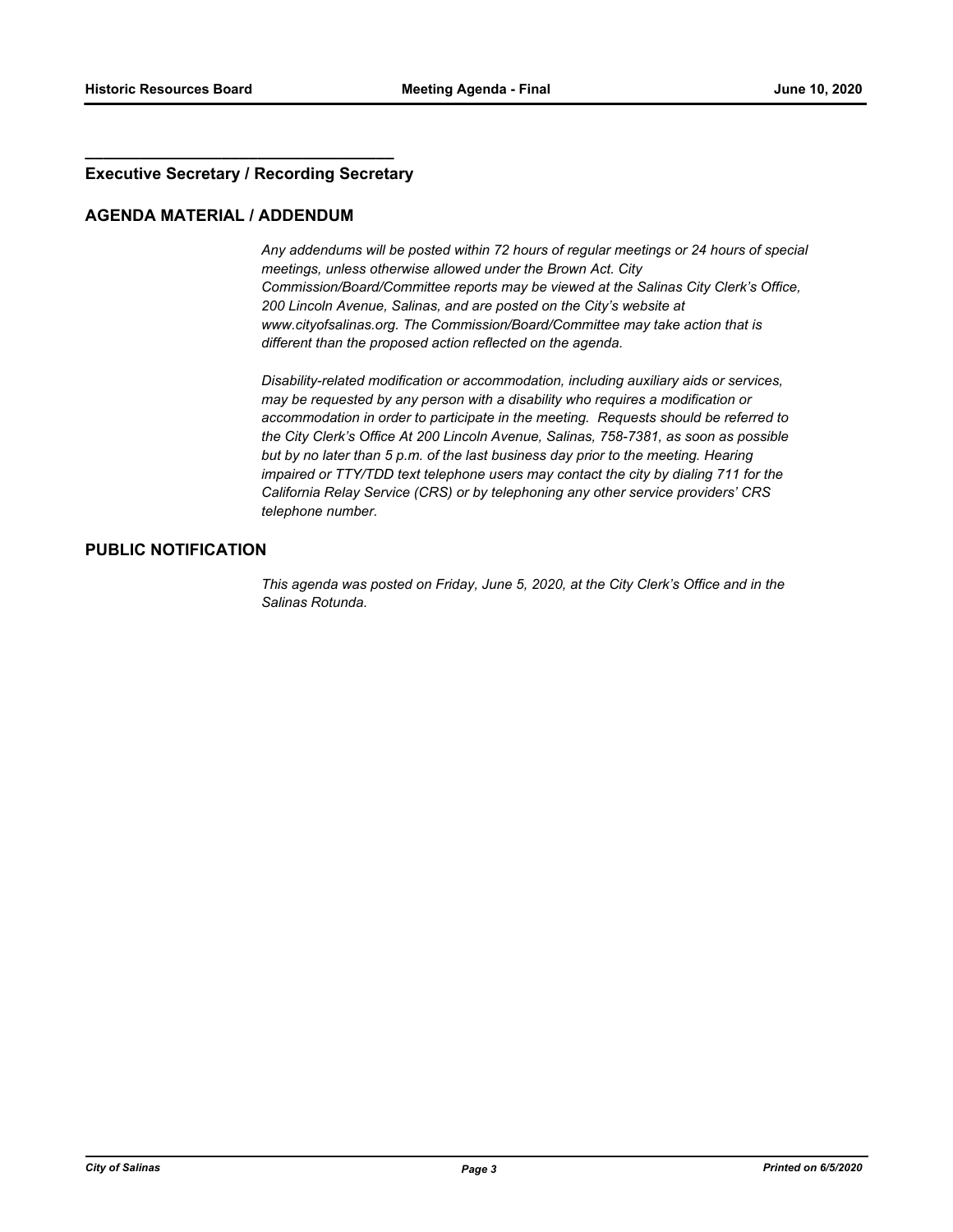\_\_\_\_\_\_\_\_\_\_\_\_\_\_\_\_\_\_\_\_\_\_\_\_\_\_\_\_\_\_\_\_\_\_\_

**Executive Secretary / Recording Secretary**

## AGENDA MATERIAL / ADDENDUM

*Any addendums will be posted within 72 hours of regular meetings or 24 hours of special meetings, unless otherwise allowed under the Brown Act. City Commission/Board/Committee reports may be viewed at the Salinas City Clerk's Office, 200 Lincoln Avenue, Salinas, and are posted on the City's website at www.cityofsalinas.org. The Commission/Board/Committee may take action that is different than the proposed action reflected on the agenda.*

*Disability-related modification or accommodation, including auxiliary aids or services, may be requested by any person with a disability who requires a modification or accommodation in order to participate in the meeting. Requests should be referred to the City Clerk's Office At 200 Lincoln Avenue, Salinas, 758-7381, as soon as possible but by no later than 5 p.m. of the last business day prior to the meeting. Hearing impaired or TTY/TDD text telephone users may contact the city by dialing 711 for the California Relay Service (CRS) or by telephoning any other service providers' CRS telephone number.*

## PUBLIC NOTIFICATION

*This agenda was posted on Friday, June 5, 2020, at the City Clerk's Office and in the Salinas Rotunda.*